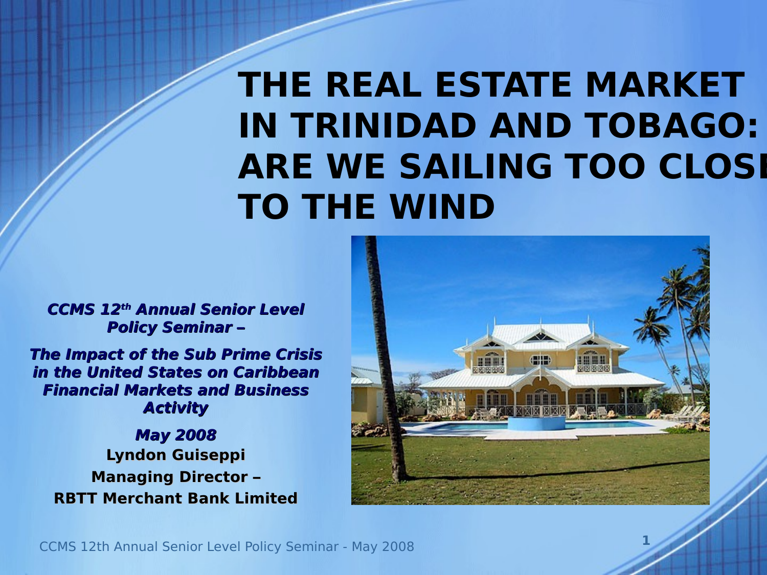# THE REAL ESTATE MARKET IN TRINIDAD AND TOBAGO: ARE WE SAILING TOO CLOSE TO THE WIND

***CCMS 12th Annual Senior Level Policy Seminar –***

***The Impact of the Sub Prime Crisis in the United States on Caribbean Financial Markets and Business Activity***

***May 2008***

**Lyndon Guiseppi**

**Managing Director –**

**RBTT Merchant Bank Limited**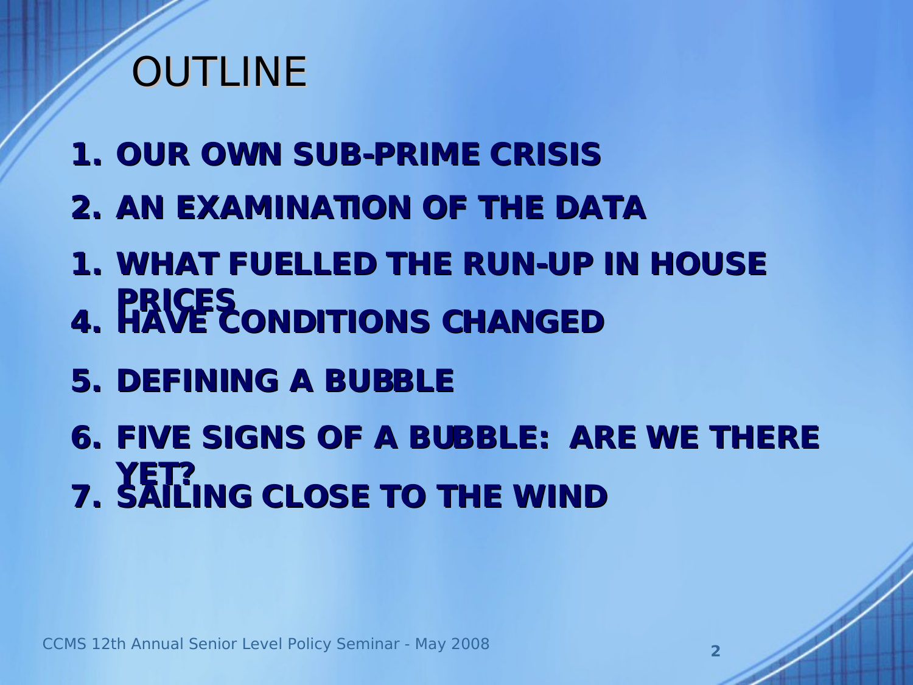# OUTLINE

1. **OUR OWN SUB-PRIME CRISIS**
2. **AN EXAMINATION OF THE DATA**
1. **WHAT FUELLED THE RUN-UP IN HOUSE PRICES**
4. **HAVE CONDITIONS CHANGED**
5. **DEFINING A BUBBLE**
6. **FIVE SIGNS OF A BUBBLE: ARE WE THERE YET?**
7. **SAILING CLOSE TO THE WIND**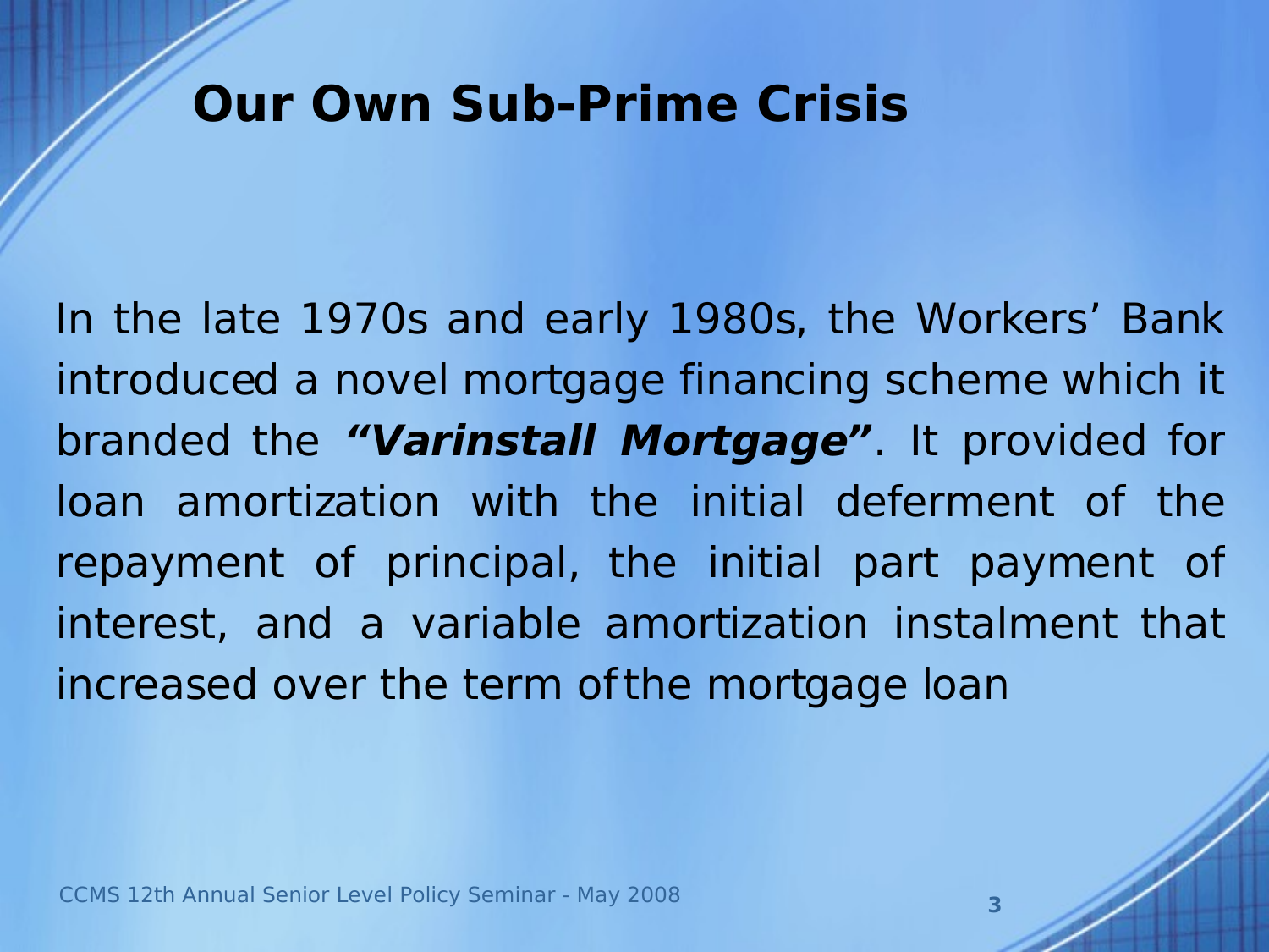# Our Own Sub-Prime Crisis

In the late 1970s and early 1980s, the Workers' Bank introduced a novel mortgage financing scheme which it branded the ***"Varinstall Mortgage"***. It provided for loan amortization with the initial deferment of the repayment of principal, the initial part payment of interest, and a variable amortization instalment that increased over the term of the mortgage loan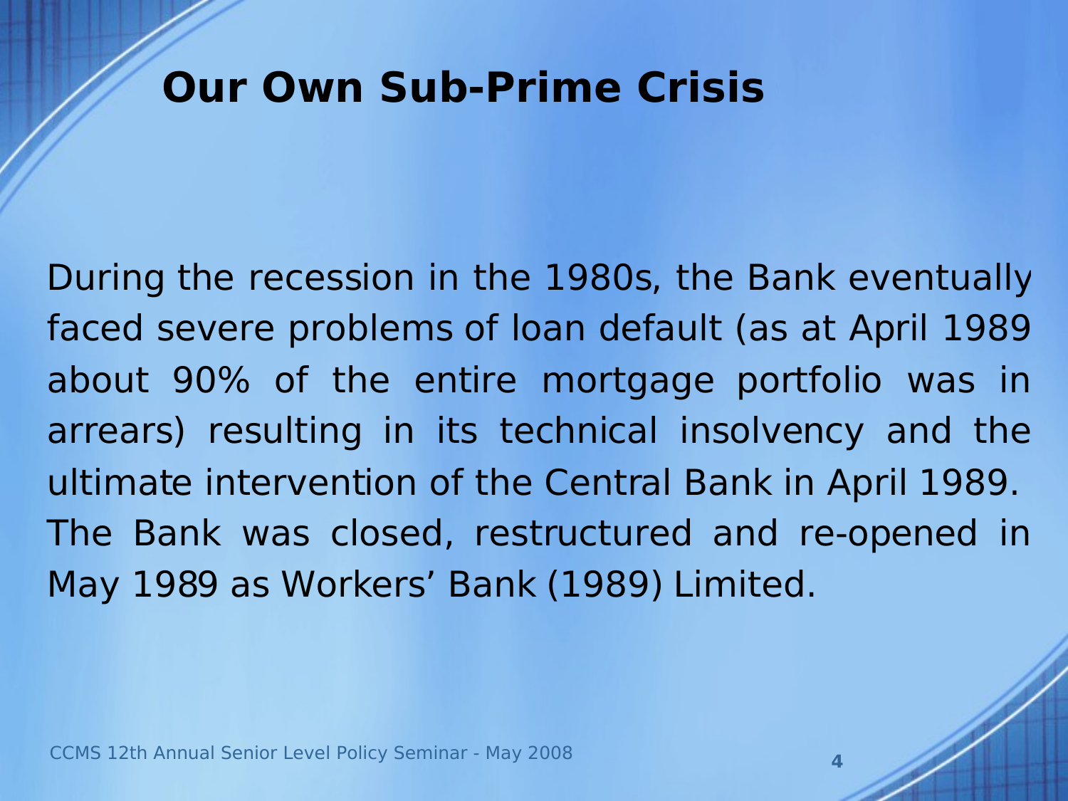# Our Own Sub-Prime Crisis

During the recession in the 1980s, the Bank eventually faced severe problems of loan default (as at April 1989 about 90% of the entire mortgage portfolio was in arrears) resulting in its technical insolvency and the ultimate intervention of the Central Bank in April 1989. The Bank was closed, restructured and re-opened in May 1989 as Workers' Bank (1989) Limited.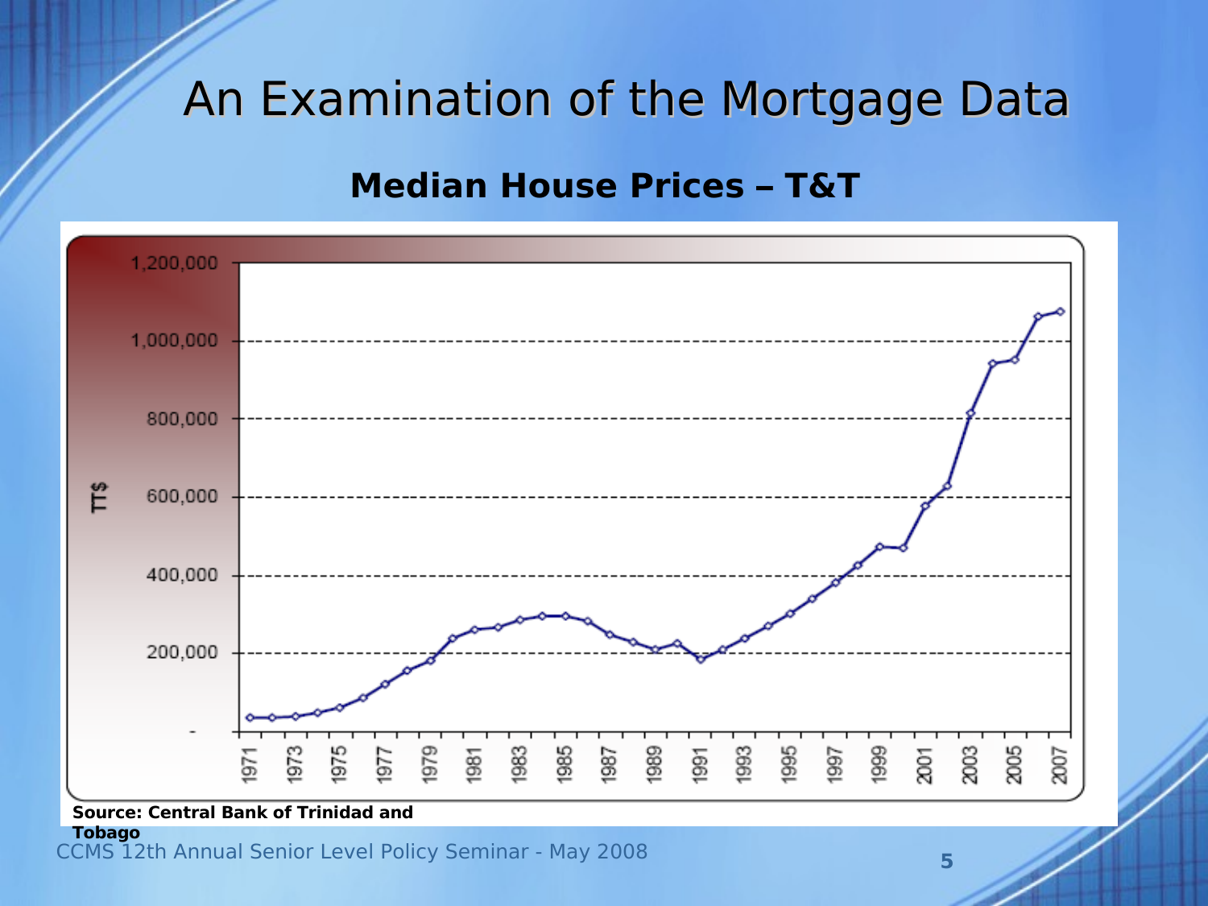# An Examination of the Mortgage Data

## Median House Prices – T&T

Source: Central Bank of Trinidad and Tobago

CCMS 12th Annual Senior Level Policy Seminar - May 2008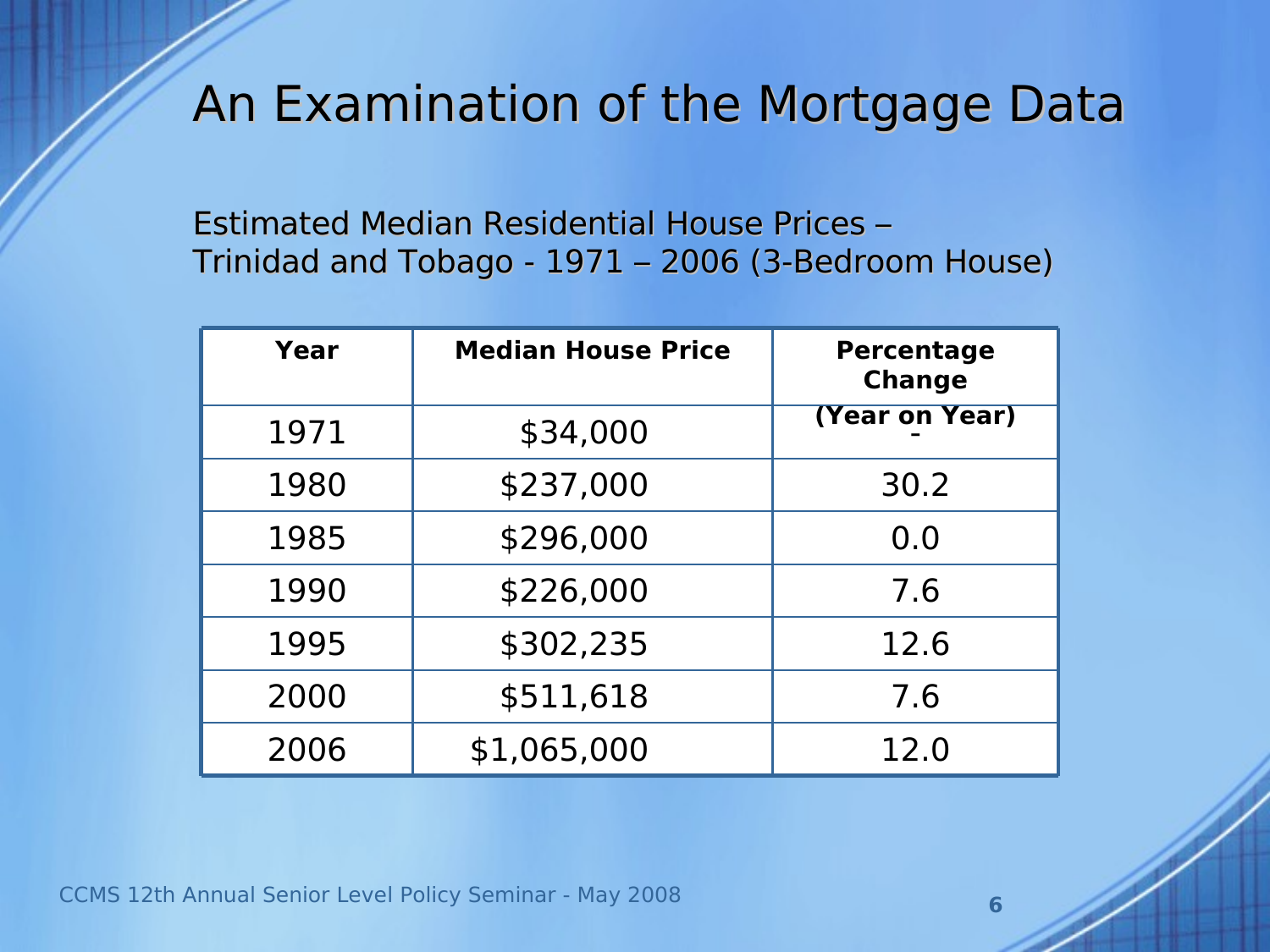# An Examination of the Mortgage Data

Estimated Median Residential House Prices – Trinidad and Tobago - 1971 – 2006 (3-Bedroom House)

| Year | Median House Price | Percentage Change (Year on Year) |
|---|---|---|
| 1971 | $34,000 | - |
| 1980 | $237,000 | 30.2 |
| 1985 | $296,000 | 0.0 |
| 1990 | $226,000 | 7.6 |
| 1995 | $302,235 | 12.6 |
| 2000 | $511,618 | 7.6 |
| 2006 | $1,065,000 | 12.0 |

CCMS 12th Annual Senior Level Policy Seminar - May 2008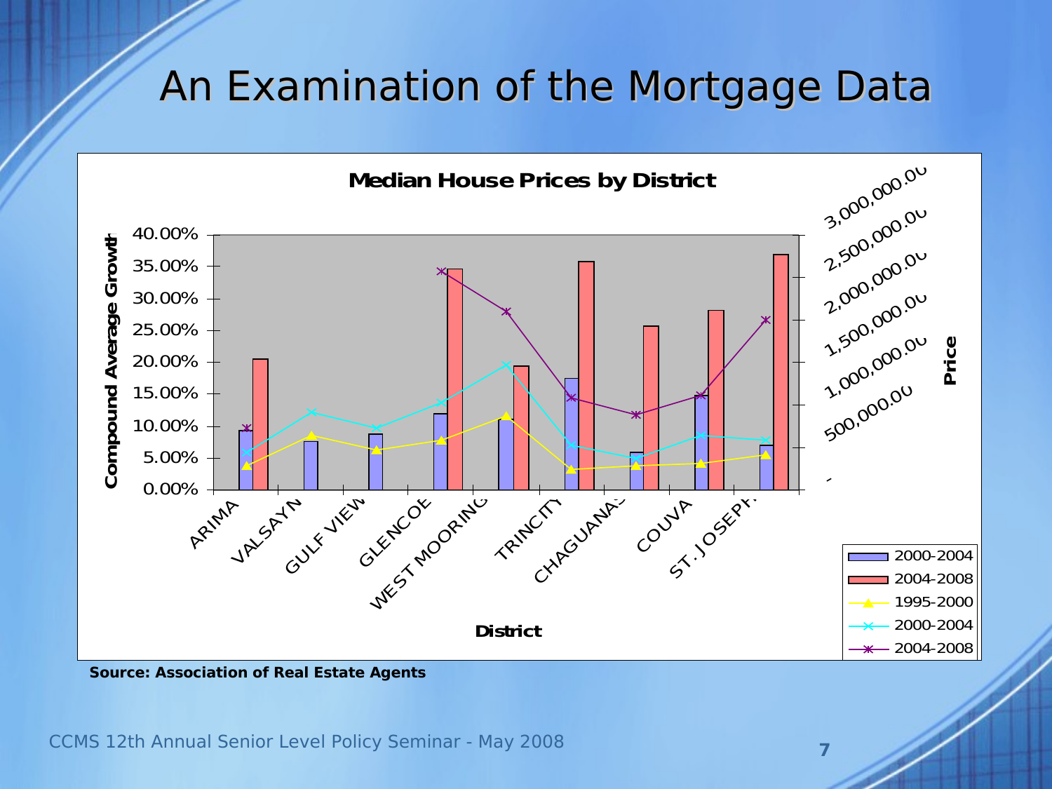# An Examination of the Mortgage Data

**Median House Prices by District**

Compound Average Growth: 0.00%, 5.00%, 10.00%, 15.00%, 20.00%, 25.00%, 30.00%, 35.00%, 40.00%

Price: -, 500,000.00, 1,000,000.00, 1,500,000.00, 2,000,000.00, 2,500,000.00, 3,000,000.00

District: ARIMA, VALSAYN, GULF VIEW, GLENCOE, WEST MOORING, TRINCITY, CHAGUANAS, COUVA, ST. JOSEPH

Legend: 2000-2004 (bars), 2004-2008 (bars), 1995-2000, 2000-2004, 2004-2008

**Source: Association of Real Estate Agents**

CCMS 12th Annual Senior Level Policy Seminar - May 2008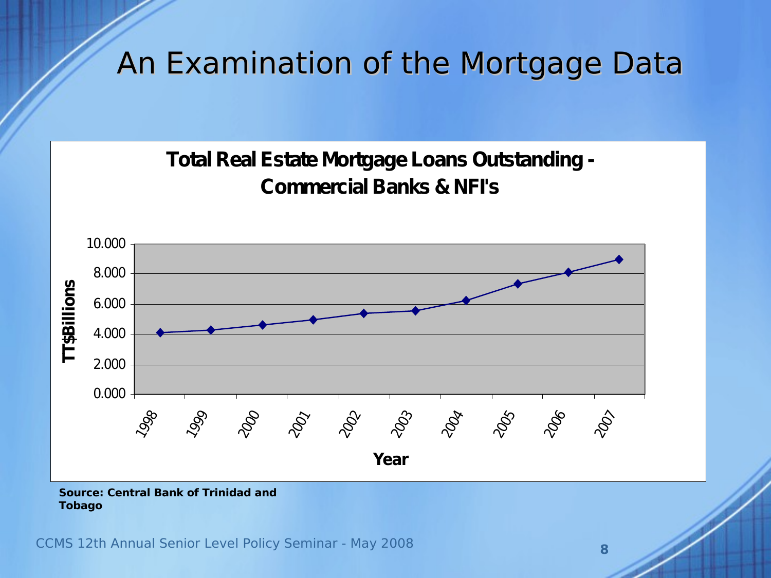# An Examination of the Mortgage Data

**Total Real Estate Mortgage Loans Outstanding - Commercial Banks & NFI's**

TT$Billions

10.000
8.000
6.000
4.000
2.000
0.000

1998 1999 2000 2001 2002 2003 2004 2005 2006 2007

**Year**

**Source: Central Bank of Trinidad and Tobago**

CCMS 12th Annual Senior Level Policy Seminar - May 2008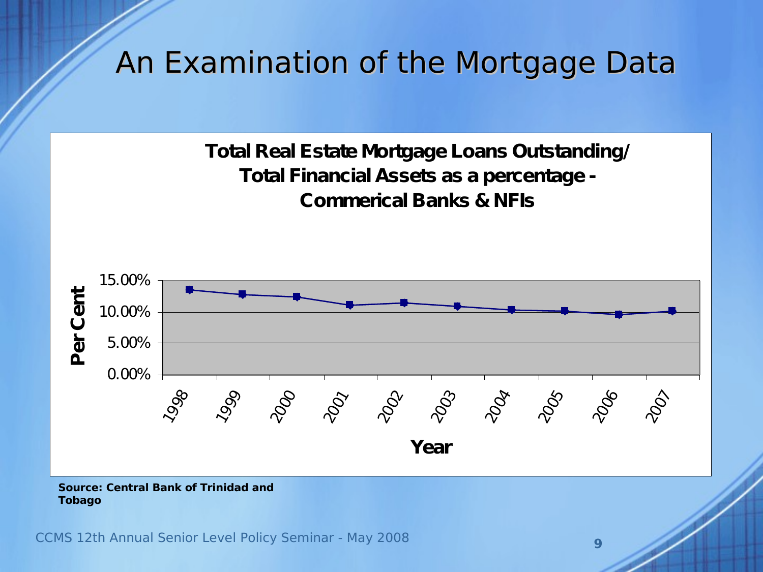# An Examination of the Mortgage Data

**Total Real Estate Mortgage Loans Outstanding/ Total Financial Assets as a percentage - Commerical Banks & NFIs**

Per Cent: 15.00%, 10.00%, 5.00%, 0.00%

Year: 1998, 1999, 2000, 2001, 2002, 2003, 2004, 2005, 2006, 2007

**Source: Central Bank of Trinidad and Tobago**

CCMS 12th Annual Senior Level Policy Seminar - May 2008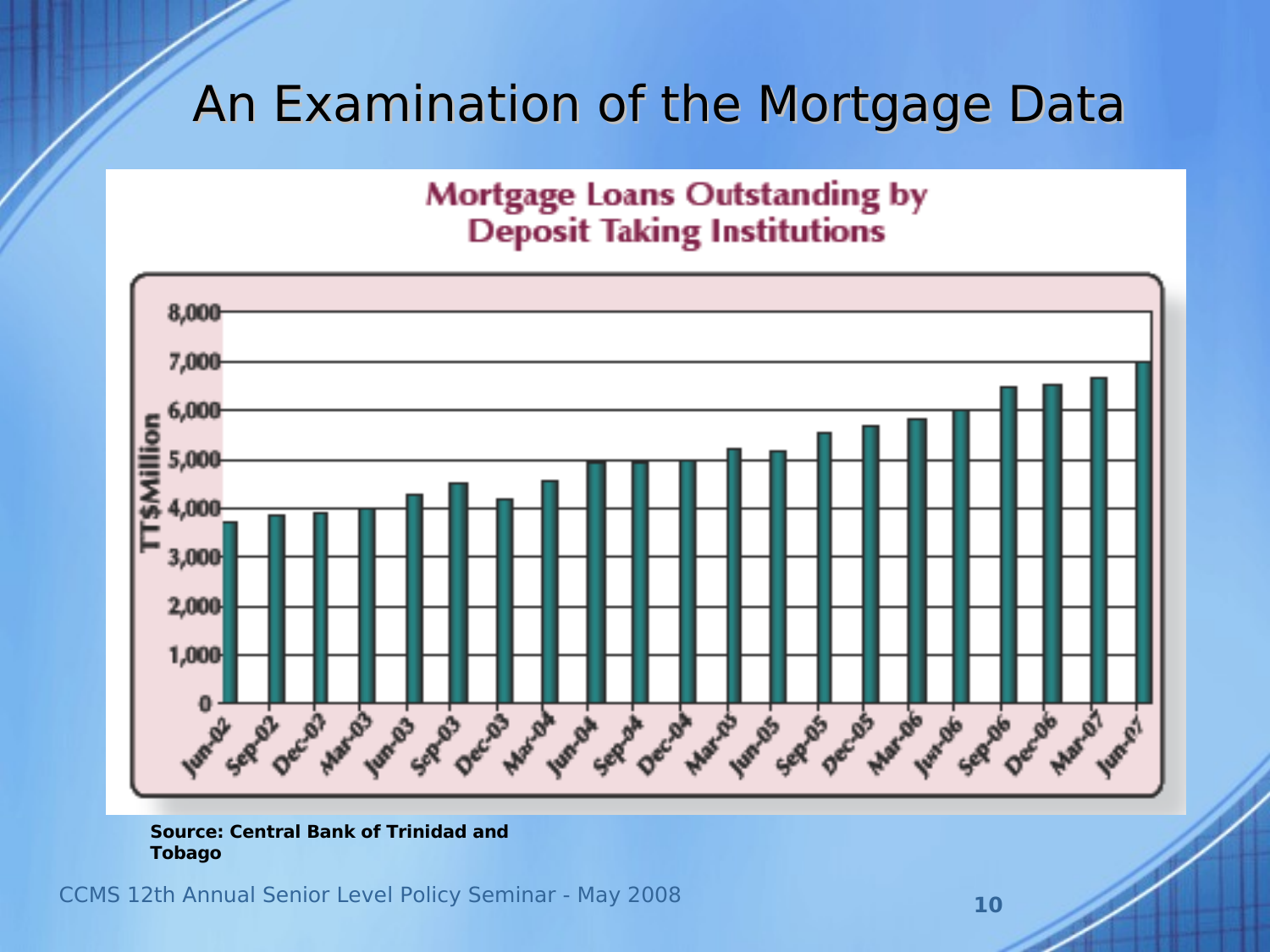# An Examination of the Mortgage Data

**Mortgage Loans Outstanding by Deposit Taking Institutions**

**Source: Central Bank of Trinidad and Tobago**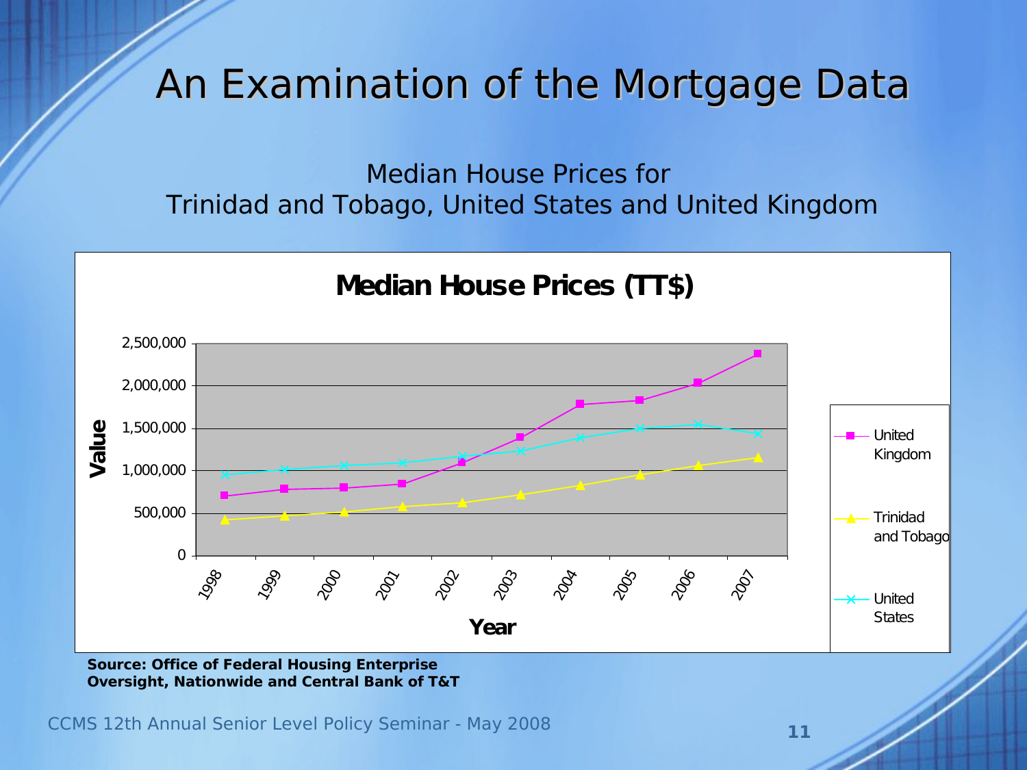# An Examination of the Mortgage Data

Median House Prices for
Trinidad and Tobago, United States and United Kingdom

**Median House Prices (TT$)**

Value

2,500,000
2,000,000
1,500,000
1,000,000
500,000
0

1998 1999 2000 2001 2002 2003 2004 2005 2006 2007

**Year**

United Kingdom
Trinidad and Tobago
United States

**Source: Office of Federal Housing Enterprise Oversight, Nationwide and Central Bank of T&T**

CCMS 12th Annual Senior Level Policy Seminar - May 2008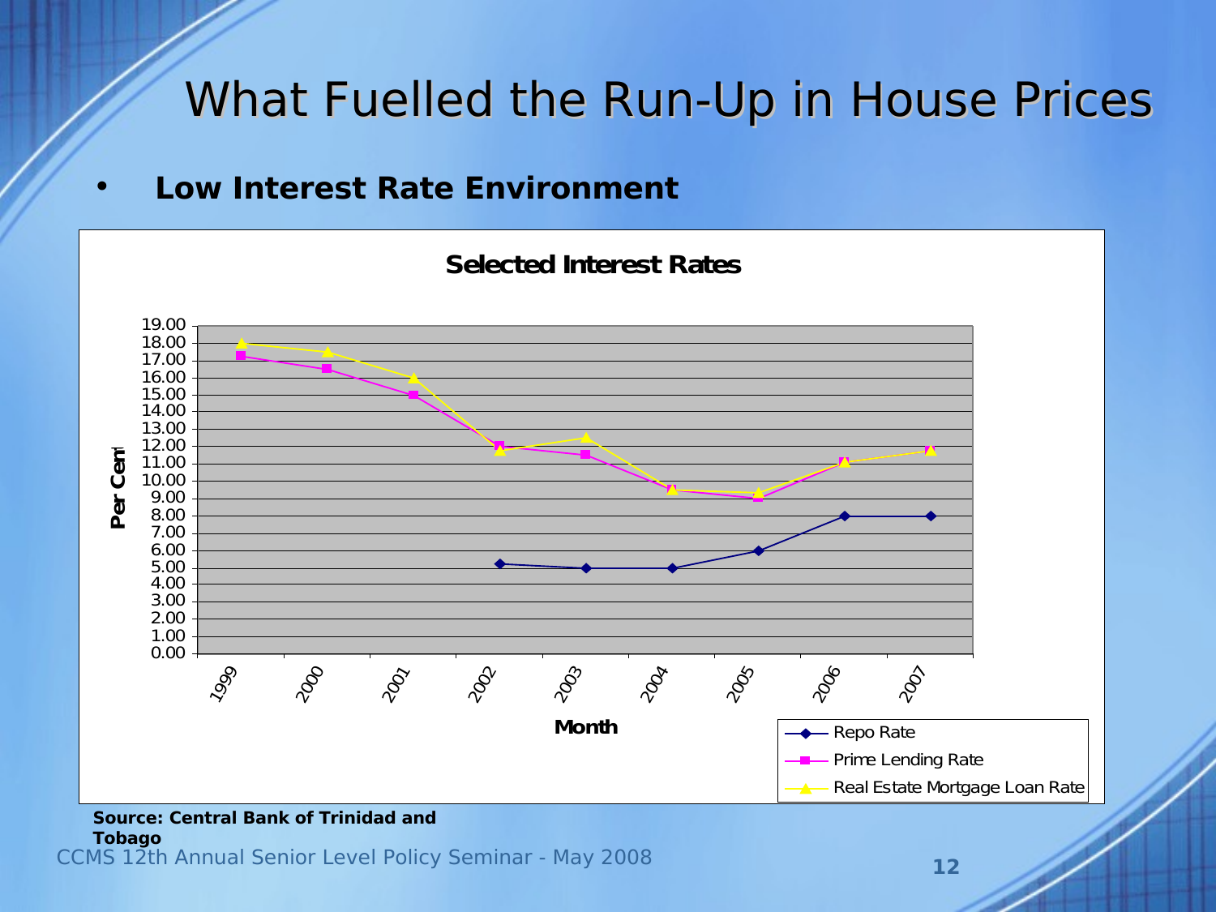# What Fuelled the Run-Up in House Prices

- **Low Interest Rate Environment**

**Selected Interest Rates**

Per Cent

19.00
18.00
17.00
16.00
15.00
14.00
13.00
12.00
11.00
10.00
9.00
8.00
7.00
6.00
5.00
4.00
3.00
2.00
1.00
0.00

1999 2000 2001 2002 2003 2004 2005 2006 2007

**Month**

- Repo Rate
- Prime Lending Rate
- Real Estate Mortgage Loan Rate

**Source: Central Bank of Trinidad and Tobago**

CCMS 12th Annual Senior Level Policy Seminar - May 2008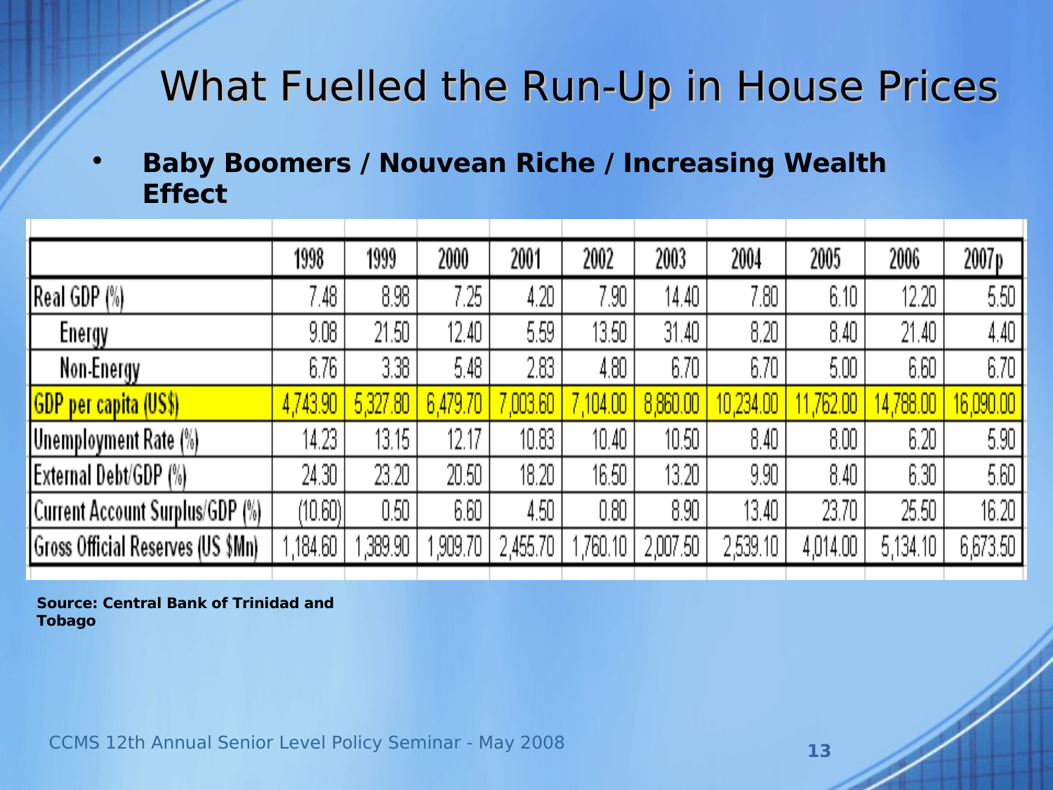# What Fuelled the Run-Up in House Prices

- **Baby Boomers / Nouvean Riche / Increasing Wealth Effect**

| | 1998 | 1999 | 2000 | 2001 | 2002 | 2003 | 2004 | 2005 | 2006 | 2007p |
|---|---|---|---|---|---|---|---|---|---|---|
| Real GDP (%) | 7.48 | 8.98 | 7.25 | 4.20 | 7.90 | 14.40 | 7.80 | 6.10 | 12.20 | 5.50 |
| Energy | 9.08 | 21.50 | 12.40 | 5.59 | 13.50 | 31.40 | 8.20 | 8.40 | 21.40 | 4.40 |
| Non-Energy | 6.76 | 3.38 | 5.48 | 2.83 | 4.80 | 6.70 | 6.70 | 5.00 | 6.60 | 6.70 |
| GDP per capita (US$) | 4,743.90 | 5,327.80 | 6,479.70 | 7,003.60 | 7,104.00 | 8,860.00 | 10,234.00 | 11,762.00 | 14,788.00 | 16,090.00 |
| Unemployment Rate (%) | 14.23 | 13.15 | 12.17 | 10.83 | 10.40 | 10.50 | 8.40 | 8.00 | 6.20 | 5.90 |
| External Debt/GDP (%) | 24.30 | 23.20 | 20.50 | 18.20 | 16.50 | 13.20 | 9.90 | 8.40 | 6.30 | 5.60 |
| Current Account Surplus/GDP (%) | (10.60) | 0.50 | 6.60 | 4.50 | 0.80 | 8.90 | 13.40 | 23.70 | 25.50 | 16.20 |
| Gross Official Reserves (US $Mn) | 1,184.60 | 1,389.90 | 1,909.70 | 2,455.70 | 1,760.10 | 2,007.50 | 2,539.10 | 4,014.00 | 5,134.10 | 6,673.50 |

**Source: Central Bank of Trinidad and Tobago**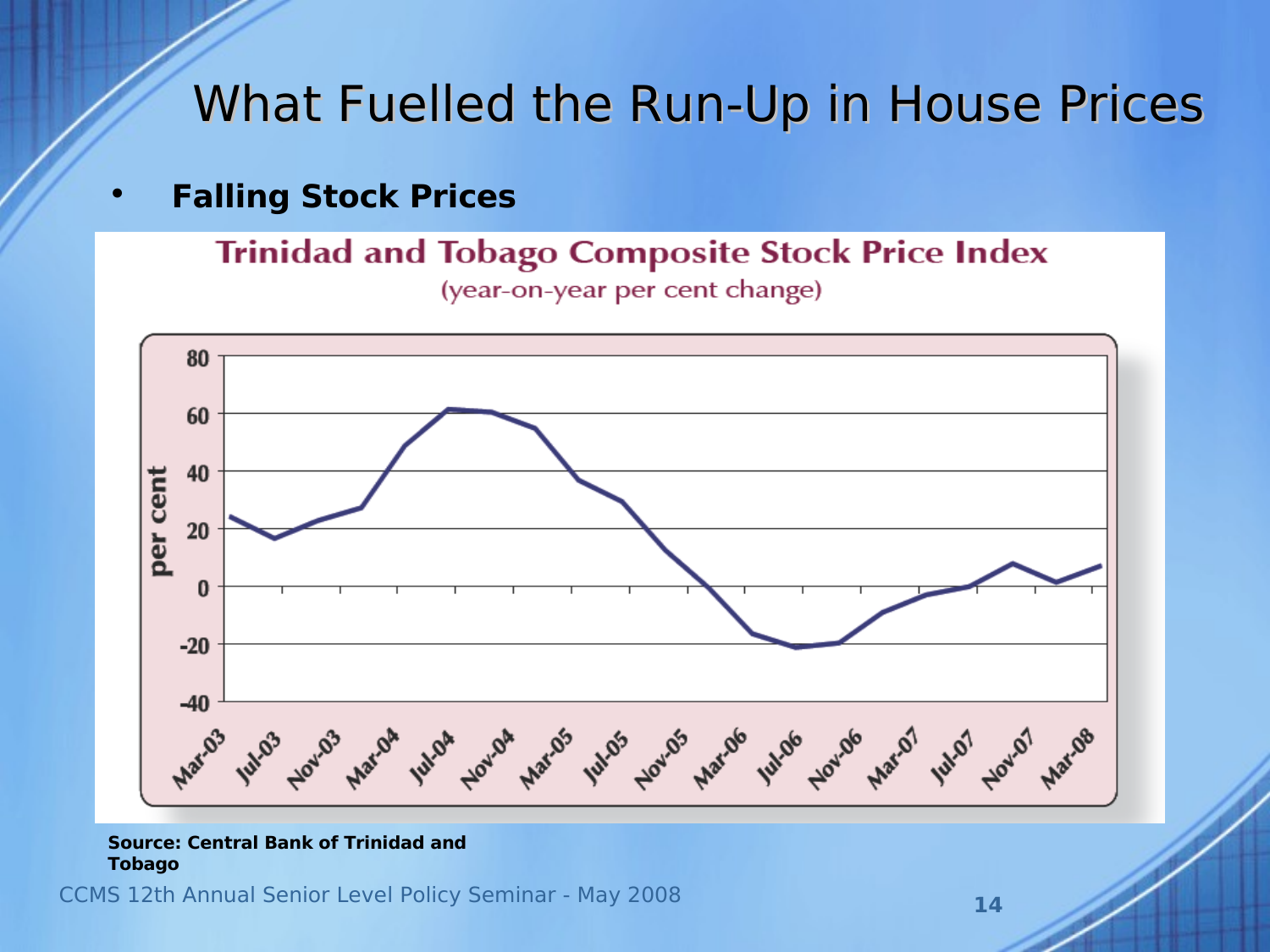# What Fuelled the Run-Up in House Prices

- **Falling Stock Prices**

**Trinidad and Tobago Composite Stock Price Index**
(year-on-year per cent change)

**Source: Central Bank of Trinidad and Tobago**

CCMS 12th Annual Senior Level Policy Seminar - May 2008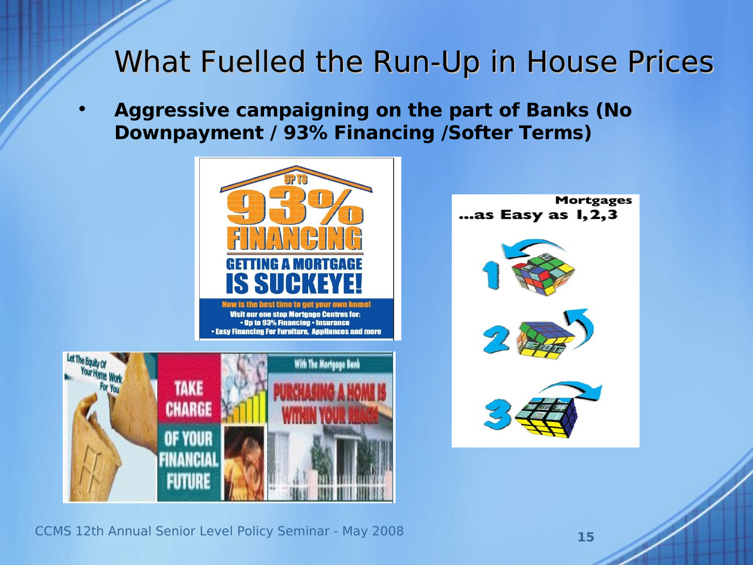# What Fuelled the Run-Up in House Prices

- **Aggressive campaigning on the part of Banks (No Downpayment / 93% Financing /Softer Terms)**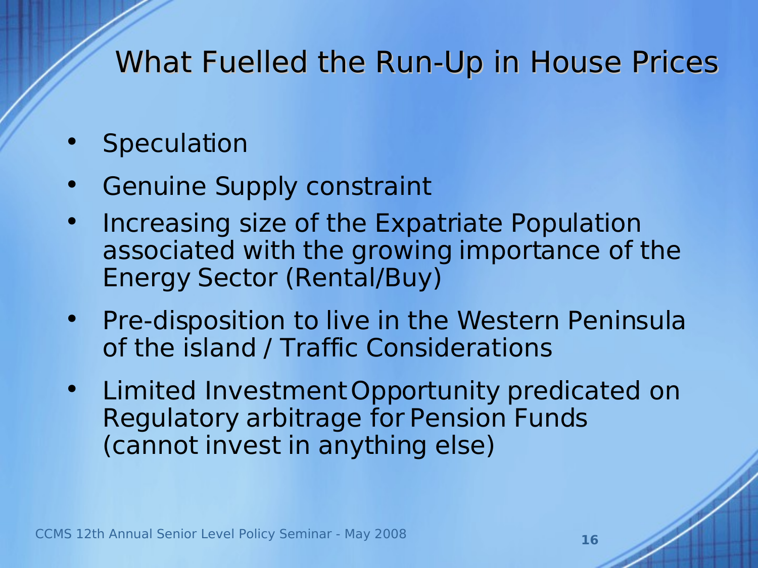# What Fuelled the Run-Up in House Prices

- Speculation
- Genuine Supply constraint
- Increasing size of the Expatriate Population associated with the growing importance of the Energy Sector (Rental/Buy)
- Pre-disposition to live in the Western Peninsula of the island / Traffic Considerations
- Limited Investment Opportunity predicated on Regulatory arbitrage for Pension Funds (cannot invest in anything else)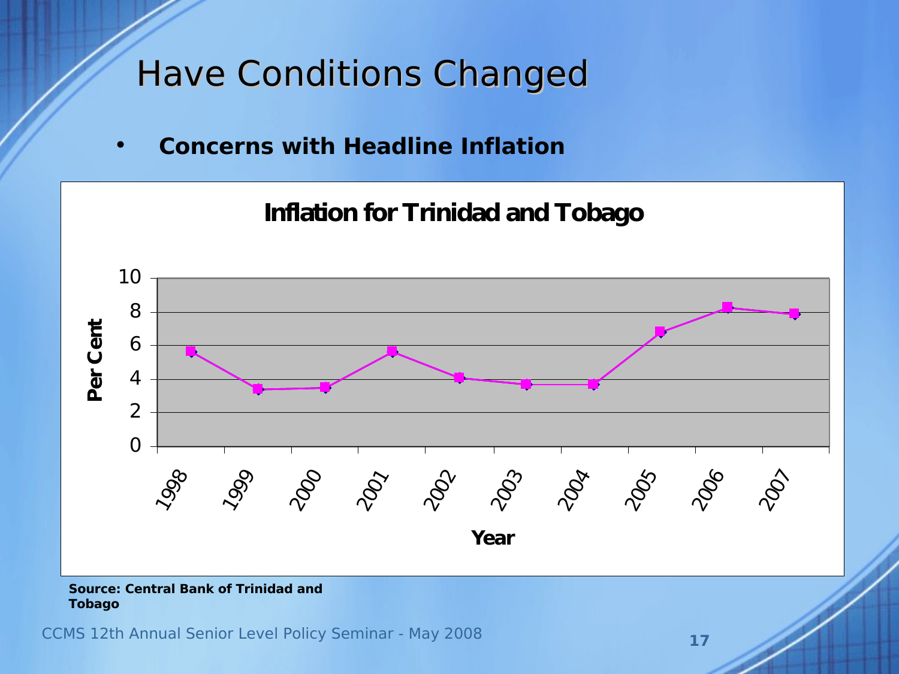# Have Conditions Changed

- **Concerns with Headline Inflation**

**Inflation for Trinidad and Tobago**

Per Cent: 10, 8, 6, 4, 2, 0

Year: 1998, 1999, 2000, 2001, 2002, 2003, 2004, 2005, 2006, 2007

**Source: Central Bank of Trinidad and Tobago**

CCMS 12th Annual Senior Level Policy Seminar - May 2008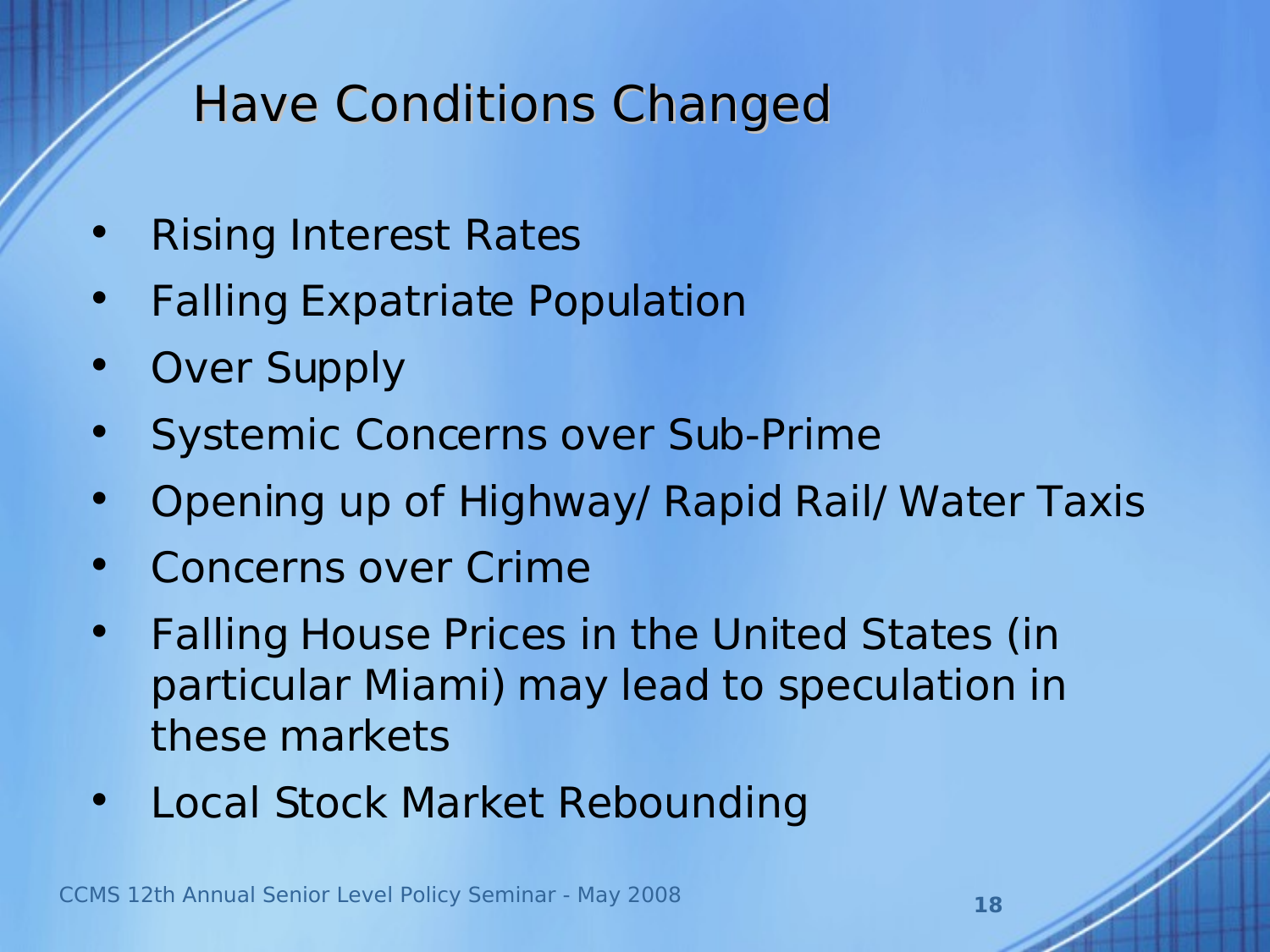# Have Conditions Changed

- Rising Interest Rates
- Falling Expatriate Population
- Over Supply
- Systemic Concerns over Sub-Prime
- Opening up of Highway/ Rapid Rail/ Water Taxis
- Concerns over Crime
- Falling House Prices in the United States (in particular Miami) may lead to speculation in these markets
- Local Stock Market Rebounding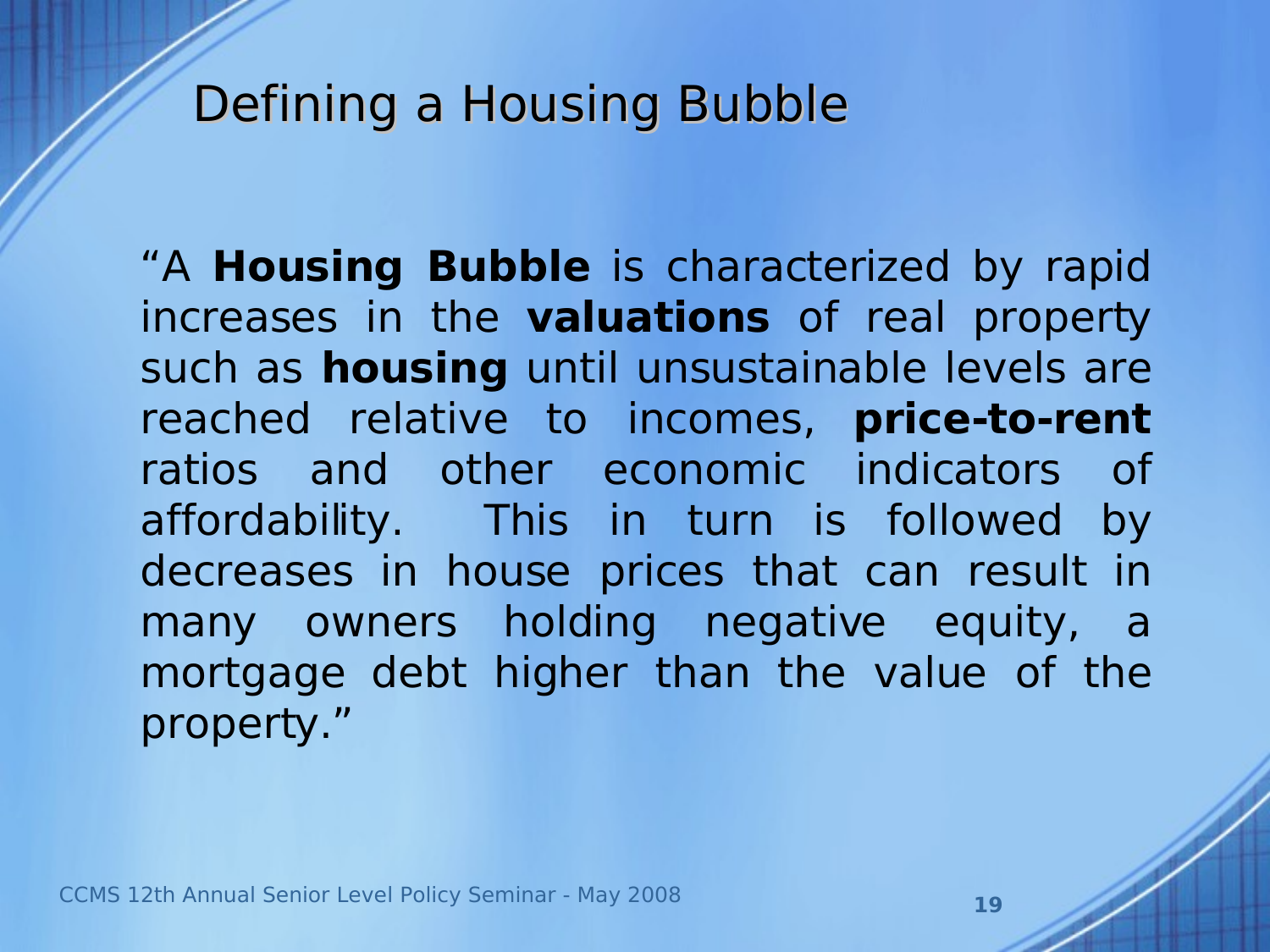# Defining a Housing Bubble

"A **Housing Bubble** is characterized by rapid increases in the **valuations** of real property such as **housing** until unsustainable levels are reached relative to incomes, **price-to-rent** ratios and other economic indicators of affordability. This in turn is followed by decreases in house prices that can result in many owners holding negative equity, a mortgage debt higher than the value of the property."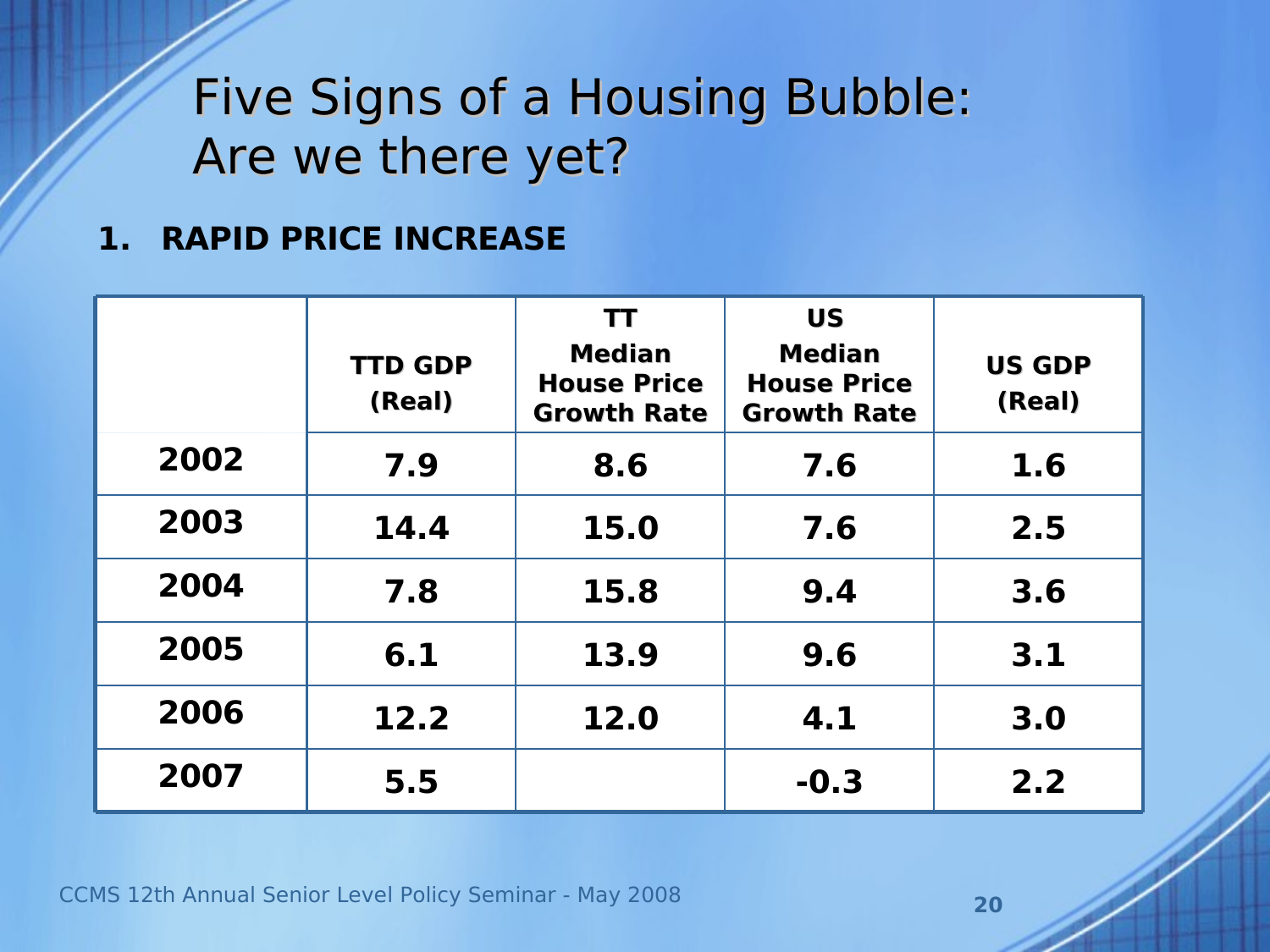# Five Signs of a Housing Bubble: Are we there yet?

**1. RAPID PRICE INCREASE**

| | TTD GDP (Real) | TT Median House Price Growth Rate | US Median House Price Growth Rate | US GDP (Real) |
|---|---|---|---|---|
| 2002 | 7.9 | 8.6 | 7.6 | 1.6 |
| 2003 | 14.4 | 15.0 | 7.6 | 2.5 |
| 2004 | 7.8 | 15.8 | 9.4 | 3.6 |
| 2005 | 6.1 | 13.9 | 9.6 | 3.1 |
| 2006 | 12.2 | 12.0 | 4.1 | 3.0 |
| 2007 | 5.5 | | -0.3 | 2.2 |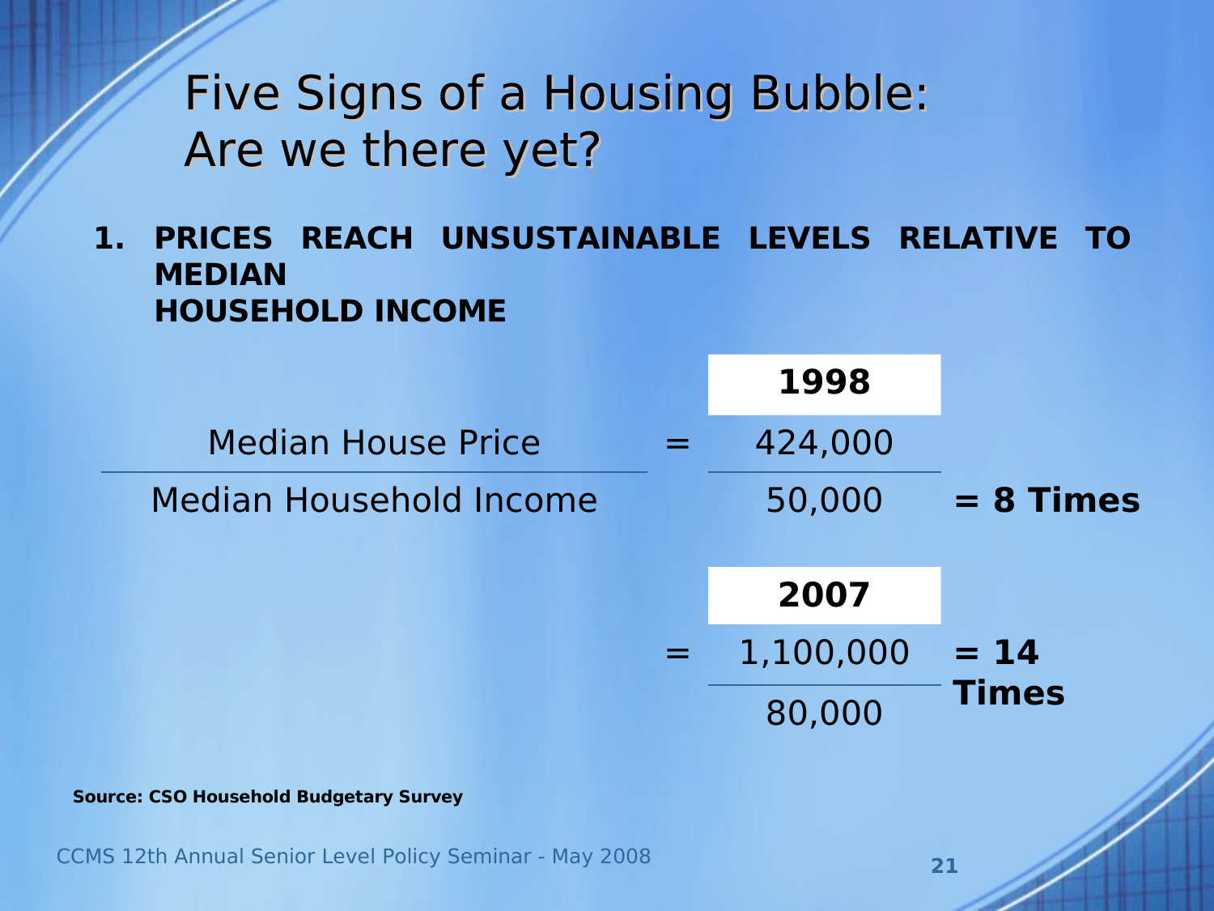# Five Signs of a Housing Bubble: Are we there yet?

**1. PRICES REACH UNSUSTAINABLE LEVELS RELATIVE TO MEDIAN HOUSEHOLD INCOME**

| | | 1998 | |
|---|---|---|---|
| Median House Price / Median Household Income | = | 424,000 / 50,000 | **= 8 Times** |

| | | 2007 | |
|---|---|---|---|
| | = | 1,100,000 / 80,000 | **= 14 Times** |

**Source: CSO Household Budgetary Survey**

CCMS 12th Annual Senior Level Policy Seminar - May 2008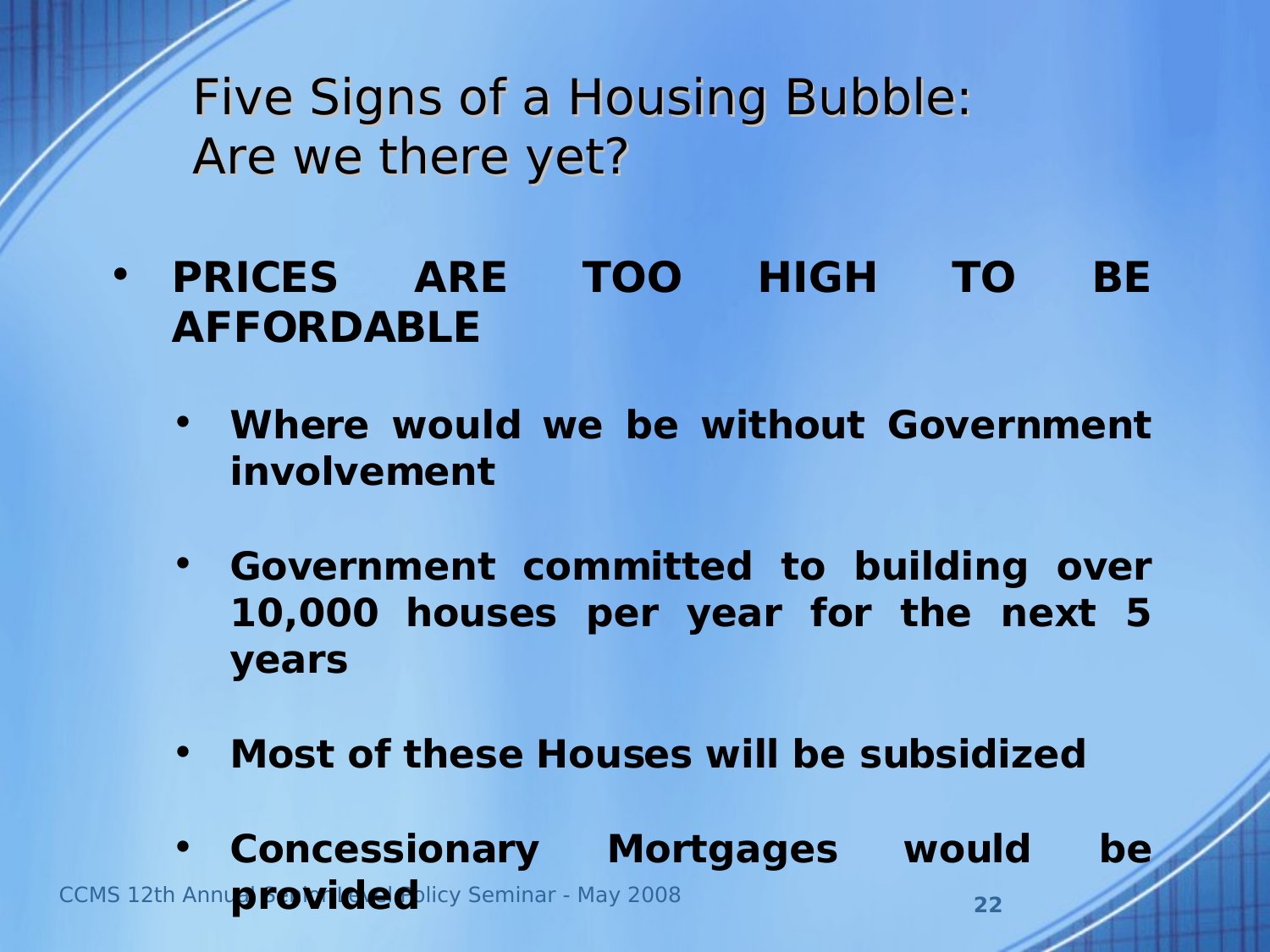# Five Signs of a Housing Bubble: Are we there yet?

- **PRICES ARE TOO HIGH TO BE AFFORDABLE**
  - **Where would we be without Government involvement**
  - **Government committed to building over 10,000 houses per year for the next 5 years**
  - **Most of these Houses will be subsidized**
  - **Concessionary Mortgages would be provided**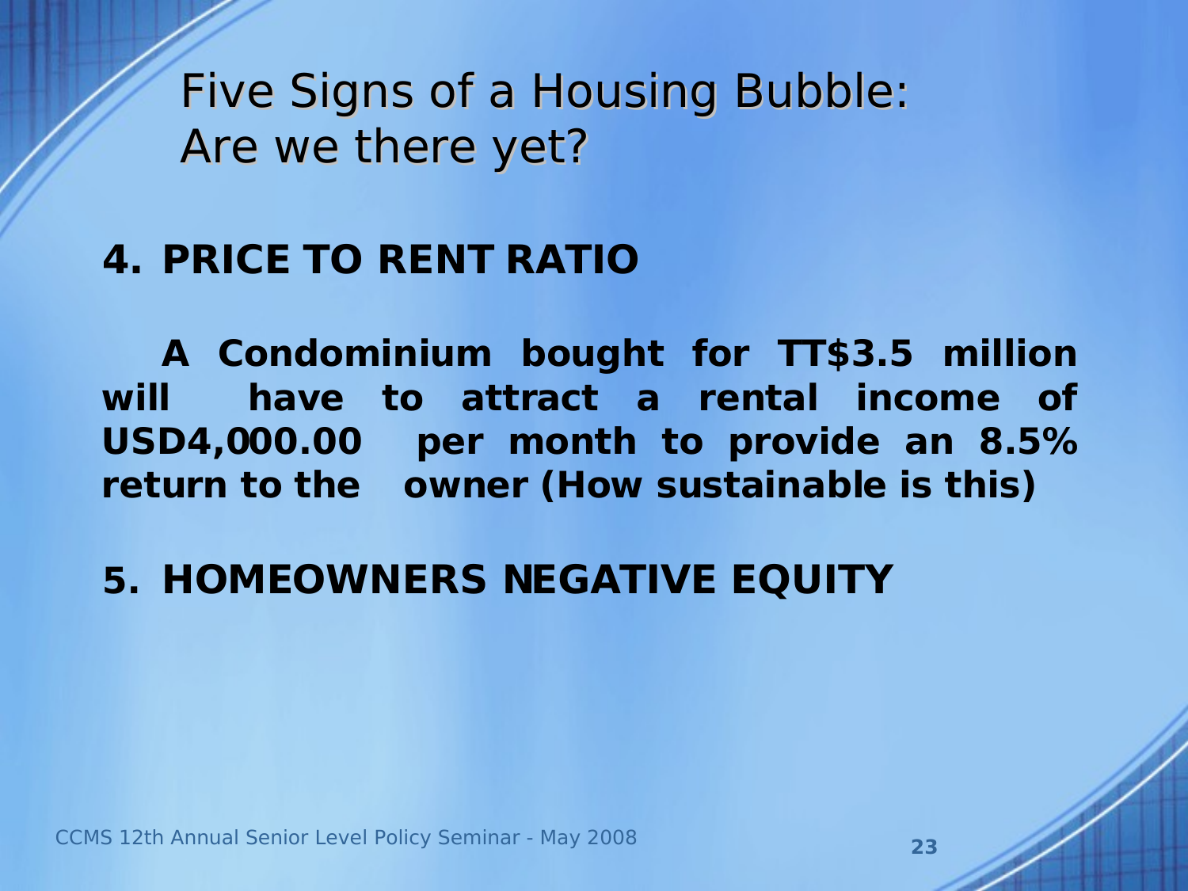# Five Signs of a Housing Bubble: Are we there yet?

**4. PRICE TO RENT RATIO**

**A Condominium bought for TT$3.5 million will have to attract a rental income of USD4,000.00 per month to provide an 8.5% return to the owner (How sustainable is this)**

**5. HOMEOWNERS NEGATIVE EQUITY**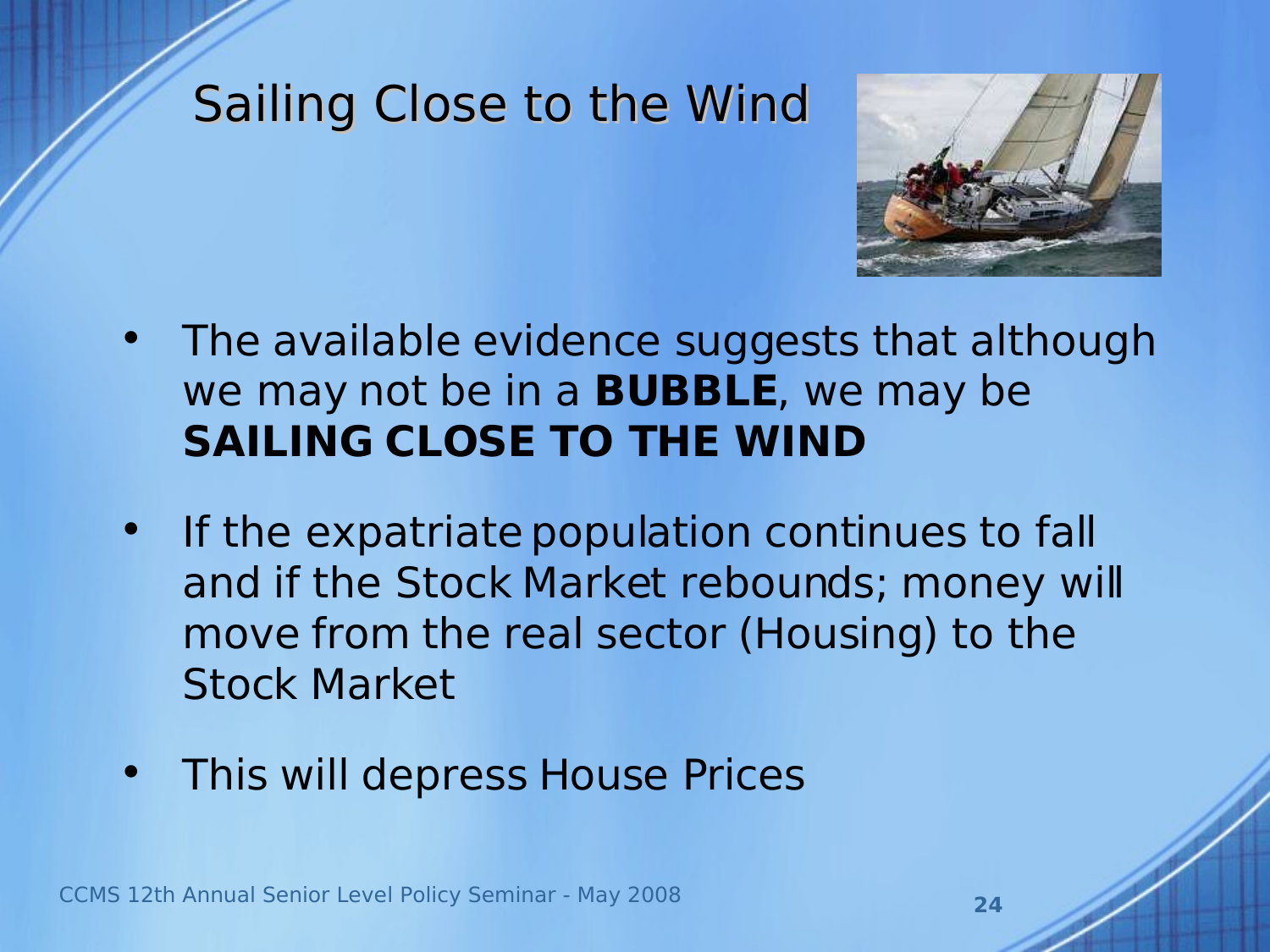# Sailing Close to the Wind

- The available evidence suggests that although we may not be in a **BUBBLE**, we may be **SAILING CLOSE TO THE WIND**
- If the expatriate population continues to fall and if the Stock Market rebounds; money will move from the real sector (Housing) to the Stock Market
- This will depress House Prices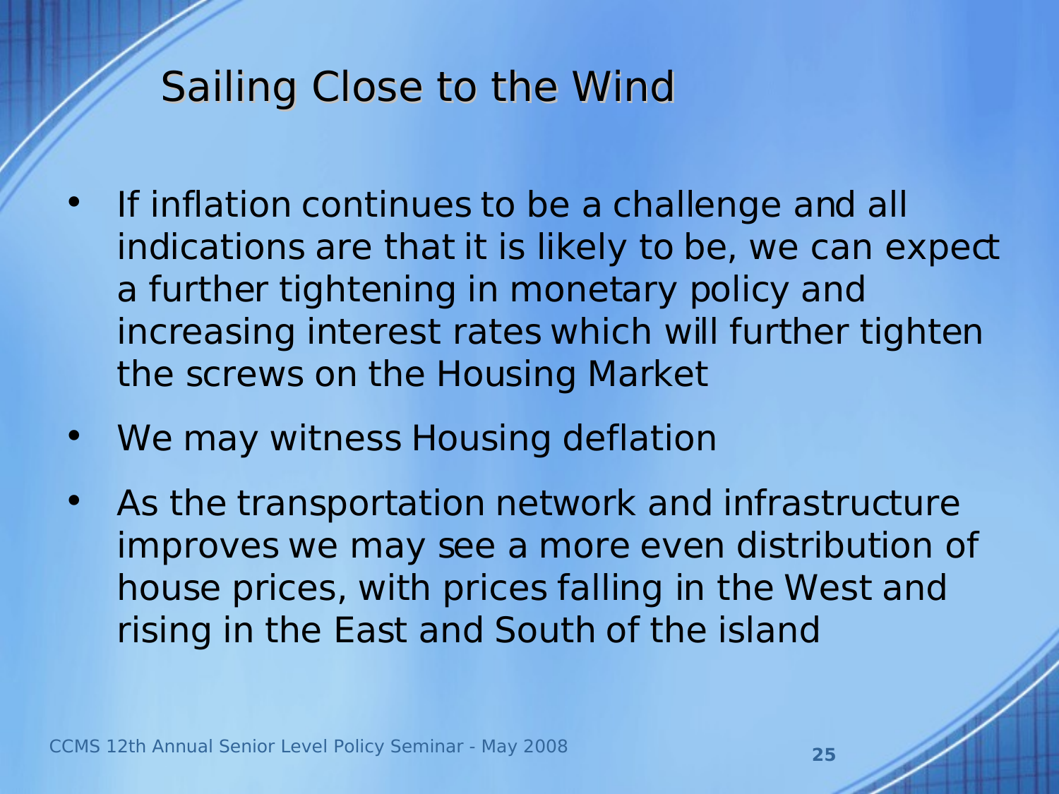# Sailing Close to the Wind

- If inflation continues to be a challenge and all indications are that it is likely to be, we can expect a further tightening in monetary policy and increasing interest rates which will further tighten the screws on the Housing Market
- We may witness Housing deflation
- As the transportation network and infrastructure improves we may see a more even distribution of house prices, with prices falling in the West and rising in the East and South of the island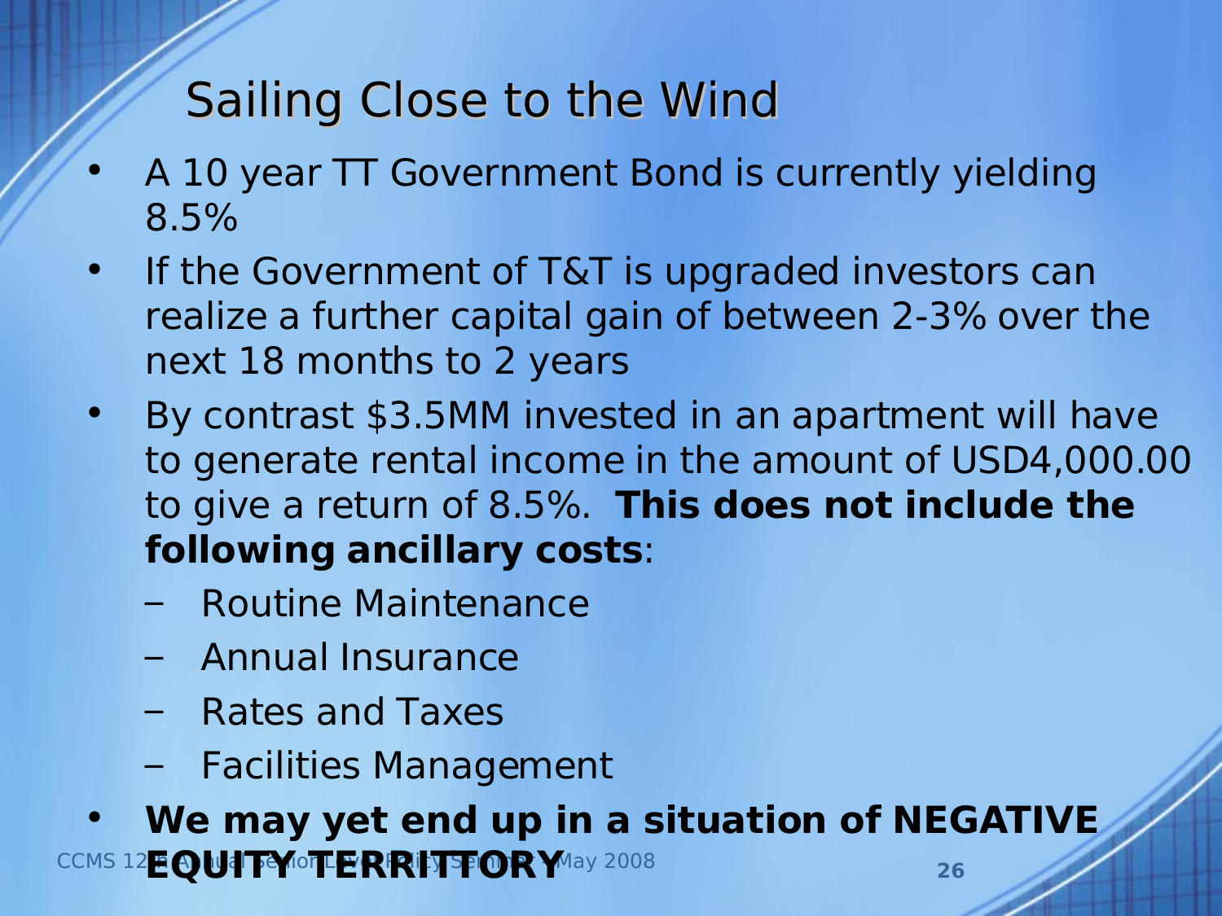# Sailing Close to the Wind

- A 10 year TT Government Bond is currently yielding 8.5%
- If the Government of T&T is upgraded investors can realize a further capital gain of between 2-3% over the next 18 months to 2 years
- By contrast $3.5MM invested in an apartment will have to generate rental income in the amount of USD4,000.00 to give a return of 8.5%. **This does not include the following ancillary costs**:
  - Routine Maintenance
  - Annual Insurance
  - Rates and Taxes
  - Facilities Management
- **We may yet end up in a situation of NEGATIVE EQUITY TERRITORY**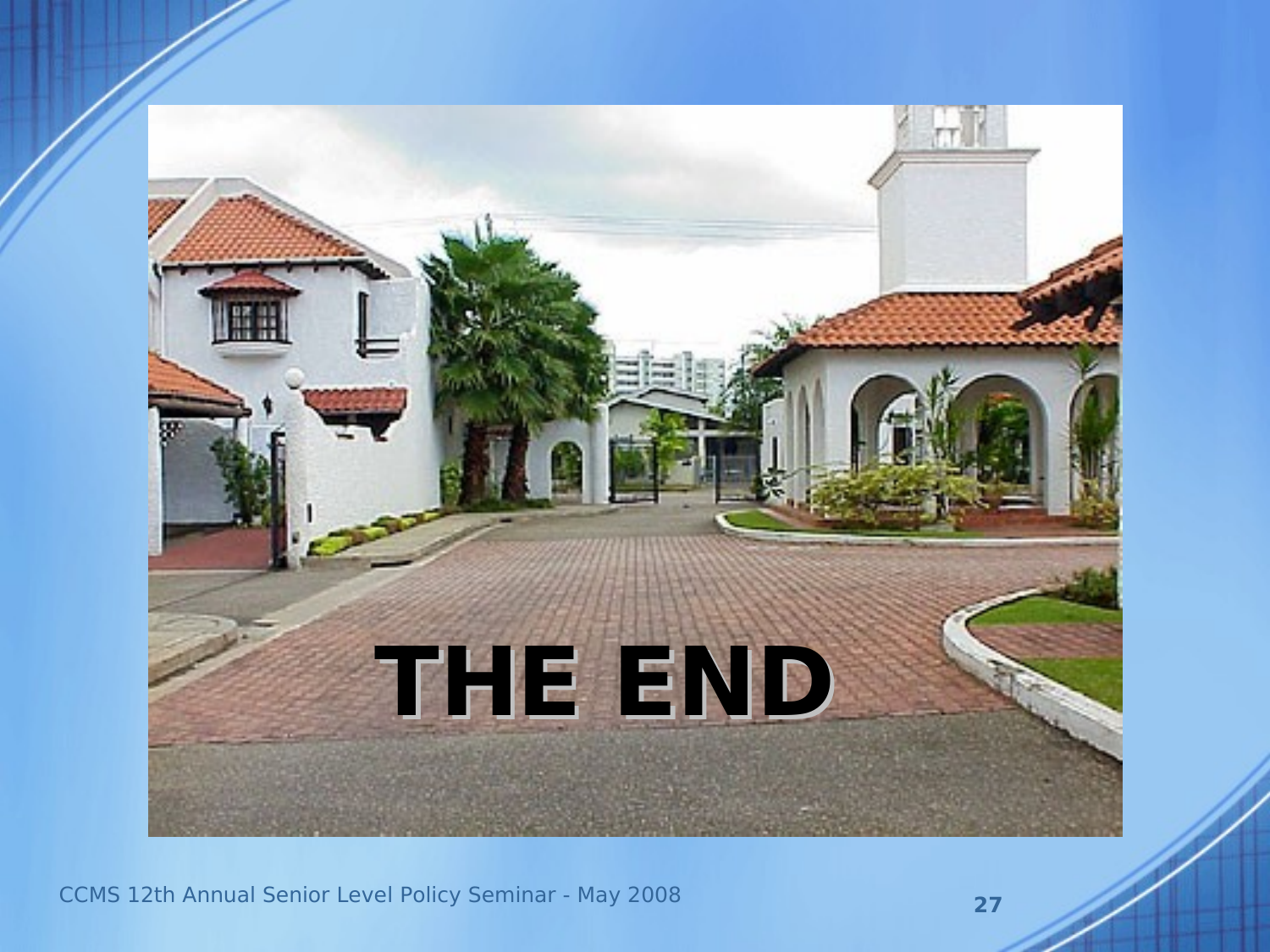# THE END